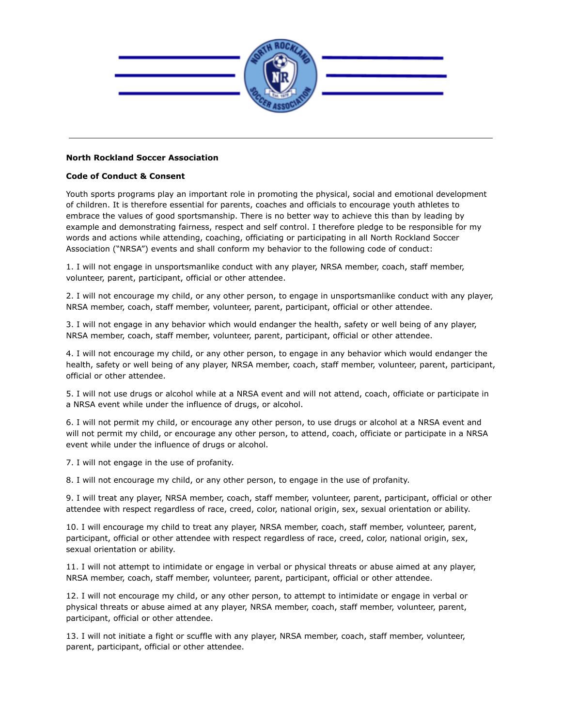**North Rockland Soccer Association**

**Code of Conduct & Consent**

Youth sports programs play an important role in promoting the physical, social and emotional development of children. It is therefore essential for parents, coaches and officials to encourage youth athletes to embrace the values of good sportsmanship. There is no better way to achieve this than by leading by example and demonstrating fairness, respect and self control. I therefore pledge to be responsible for my words and actions while attending, coaching, officiating or participating in all North Rockland Soccer Association ("NRSA") events and shall conform my behavior to the following code of conduct:

1. I will not engage in unsportsmanlike conduct with any player, NRSA member, coach, staff member, volunteer, parent, participant, official or other attendee.

2. I will not encourage my child, or any other person, to engage in unsportsmanlike conduct with any player, NRSA member, coach, staff member, volunteer, parent, participant, official or other attendee.

3. I will not engage in any behavior which would endanger the health, safety or well being of any player, NRSA member, coach, staff member, volunteer, parent, participant, official or other attendee.

4. I will not encourage my child, or any other person, to engage in any behavior which would endanger the health, safety or well being of any player, NRSA member, coach, staff member, volunteer, parent, participant, official or other attendee.

5. I will not use drugs or alcohol while at a NRSA event and will not attend, coach, officiate or participate in a NRSA event while under the influence of drugs, or alcohol.

6. I will not permit my child, or encourage any other person, to use drugs or alcohol at a NRSA event and will not permit my child, or encourage any other person, to attend, coach, officiate or participate in a NRSA event while under the influence of drugs or alcohol.

7. I will not engage in the use of profanity.

8. I will not encourage my child, or any other person, to engage in the use of profanity.

9. I will treat any player, NRSA member, coach, staff member, volunteer, parent, participant, official or other attendee with respect regardless of race, creed, color, national origin, sex, sexual orientation or ability.

10. I will encourage my child to treat any player, NRSA member, coach, staff member, volunteer, parent, participant, official or other attendee with respect regardless of race, creed, color, national origin, sex, sexual orientation or ability.

11. I will not attempt to intimidate or engage in verbal or physical threats or abuse aimed at any player, NRSA member, coach, staff member, volunteer, parent, participant, official or other attendee.

12. I will not encourage my child, or any other person, to attempt to intimidate or engage in verbal or physical threats or abuse aimed at any player, NRSA member, coach, staff member, volunteer, parent, participant, official or other attendee.

13. I will not initiate a fight or scuffle with any player, NRSA member, coach, staff member, volunteer, parent, participant, official or other attendee.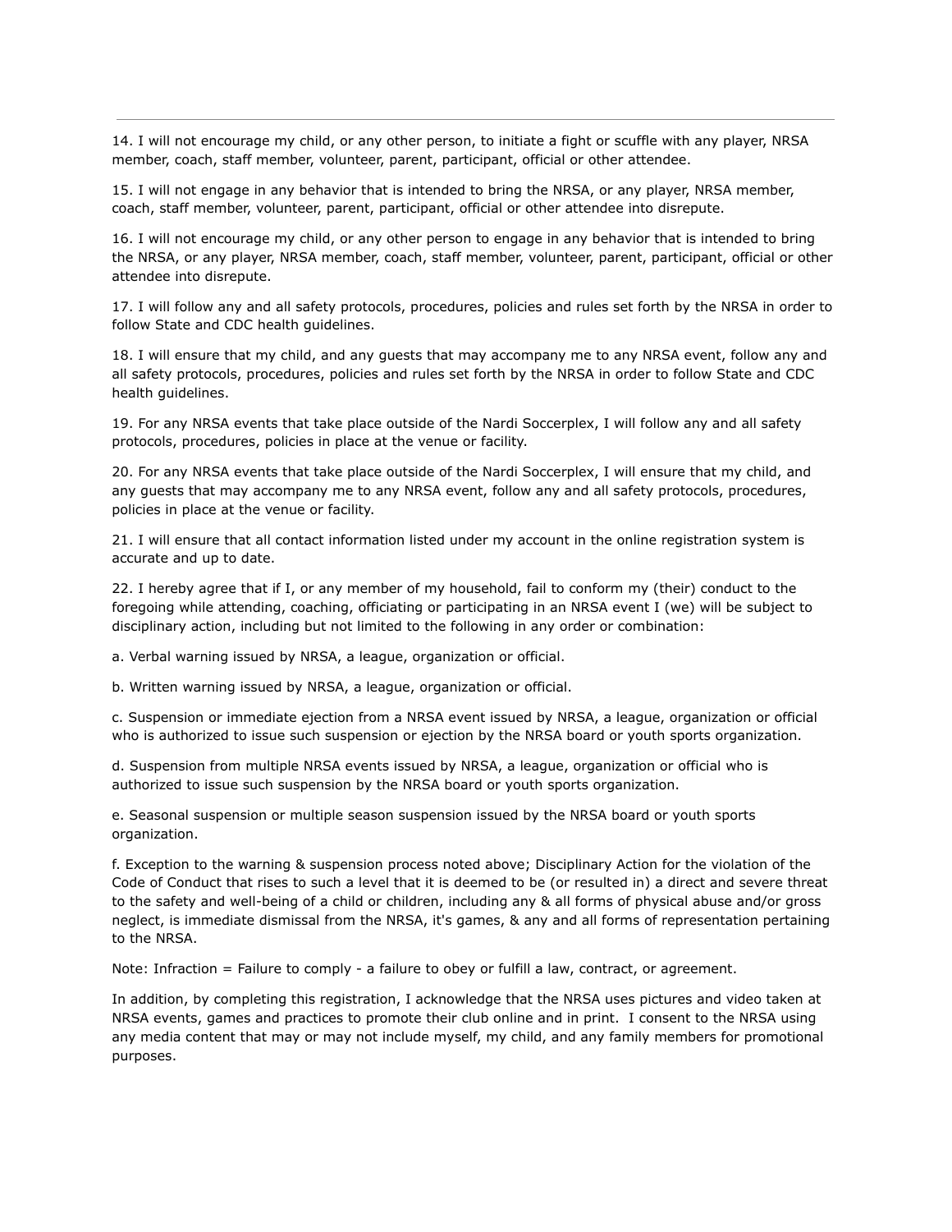14. I will not encourage my child, or any other person, to initiate a fight or scuffle with any player, NRSA member, coach, staff member, volunteer, parent, participant, official or other attendee.

15. I will not engage in any behavior that is intended to bring the NRSA, or any player, NRSA member, coach, staff member, volunteer, parent, participant, official or other attendee into disrepute.

16. I will not encourage my child, or any other person to engage in any behavior that is intended to bring the NRSA, or any player, NRSA member, coach, staff member, volunteer, parent, participant, official or other attendee into disrepute.

17. I will follow any and all safety protocols, procedures, policies and rules set forth by the NRSA in order to follow State and CDC health guidelines.

18. I will ensure that my child, and any guests that may accompany me to any NRSA event, follow any and all safety protocols, procedures, policies and rules set forth by the NRSA in order to follow State and CDC health guidelines.

19. For any NRSA events that take place outside of the Nardi Soccerplex, I will follow any and all safety protocols, procedures, policies in place at the venue or facility.

20. For any NRSA events that take place outside of the Nardi Soccerplex, I will ensure that my child, and any guests that may accompany me to any NRSA event, follow any and all safety protocols, procedures, policies in place at the venue or facility.

21. I will ensure that all contact information listed under my account in the online registration system is accurate and up to date.

22. I hereby agree that if I, or any member of my household, fail to conform my (their) conduct to the foregoing while attending, coaching, officiating or participating in an NRSA event I (we) will be subject to disciplinary action, including but not limited to the following in any order or combination:

a. Verbal warning issued by NRSA, a league, organization or official.

b. Written warning issued by NRSA, a league, organization or official.

c. Suspension or immediate ejection from a NRSA event issued by NRSA, a league, organization or official who is authorized to issue such suspension or ejection by the NRSA board or youth sports organization.

d. Suspension from multiple NRSA events issued by NRSA, a league, organization or official who is authorized to issue such suspension by the NRSA board or youth sports organization.

e. Seasonal suspension or multiple season suspension issued by the NRSA board or youth sports organization.

f. Exception to the warning & suspension process noted above; Disciplinary Action for the violation of the Code of Conduct that rises to such a level that it is deemed to be (or resulted in) a direct and severe threat to the safety and well-being of a child or children, including any & all forms of physical abuse and/or gross neglect, is immediate dismissal from the NRSA, it's games, & any and all forms of representation pertaining to the NRSA.

Note: Infraction = Failure to comply - a failure to obey or fulfill a law, contract, or agreement.

In addition, by completing this registration, I acknowledge that the NRSA uses pictures and video taken at NRSA events, games and practices to promote their club online and in print. I consent to the NRSA using any media content that may or may not include myself, my child, and any family members for promotional purposes.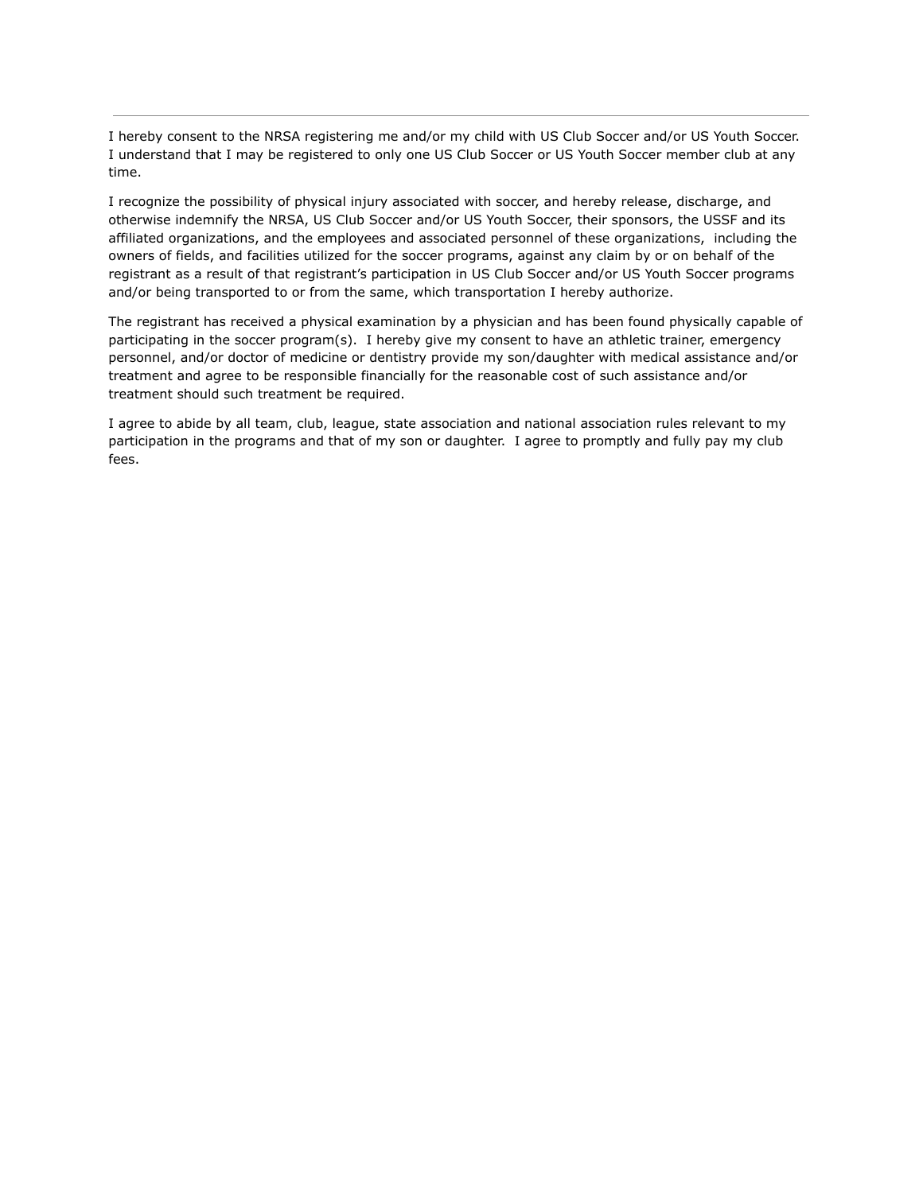I hereby consent to the NRSA registering me and/or my child with US Club Soccer and/or US Youth Soccer. I understand that I may be registered to only one US Club Soccer or US Youth Soccer member club at any time.

I recognize the possibility of physical injury associated with soccer, and hereby release, discharge, and otherwise indemnify the NRSA, US Club Soccer and/or US Youth Soccer, their sponsors, the USSF and its affiliated organizations, and the employees and associated personnel of these organizations, including the owners of fields, and facilities utilized for the soccer programs, against any claim by or on behalf of the registrant as a result of that registrant's participation in US Club Soccer and/or US Youth Soccer programs and/or being transported to or from the same, which transportation I hereby authorize.

The registrant has received a physical examination by a physician and has been found physically capable of participating in the soccer program(s). I hereby give my consent to have an athletic trainer, emergency personnel, and/or doctor of medicine or dentistry provide my son/daughter with medical assistance and/or treatment and agree to be responsible financially for the reasonable cost of such assistance and/or treatment should such treatment be required.

I agree to abide by all team, club, league, state association and national association rules relevant to my participation in the programs and that of my son or daughter. I agree to promptly and fully pay my club fees.